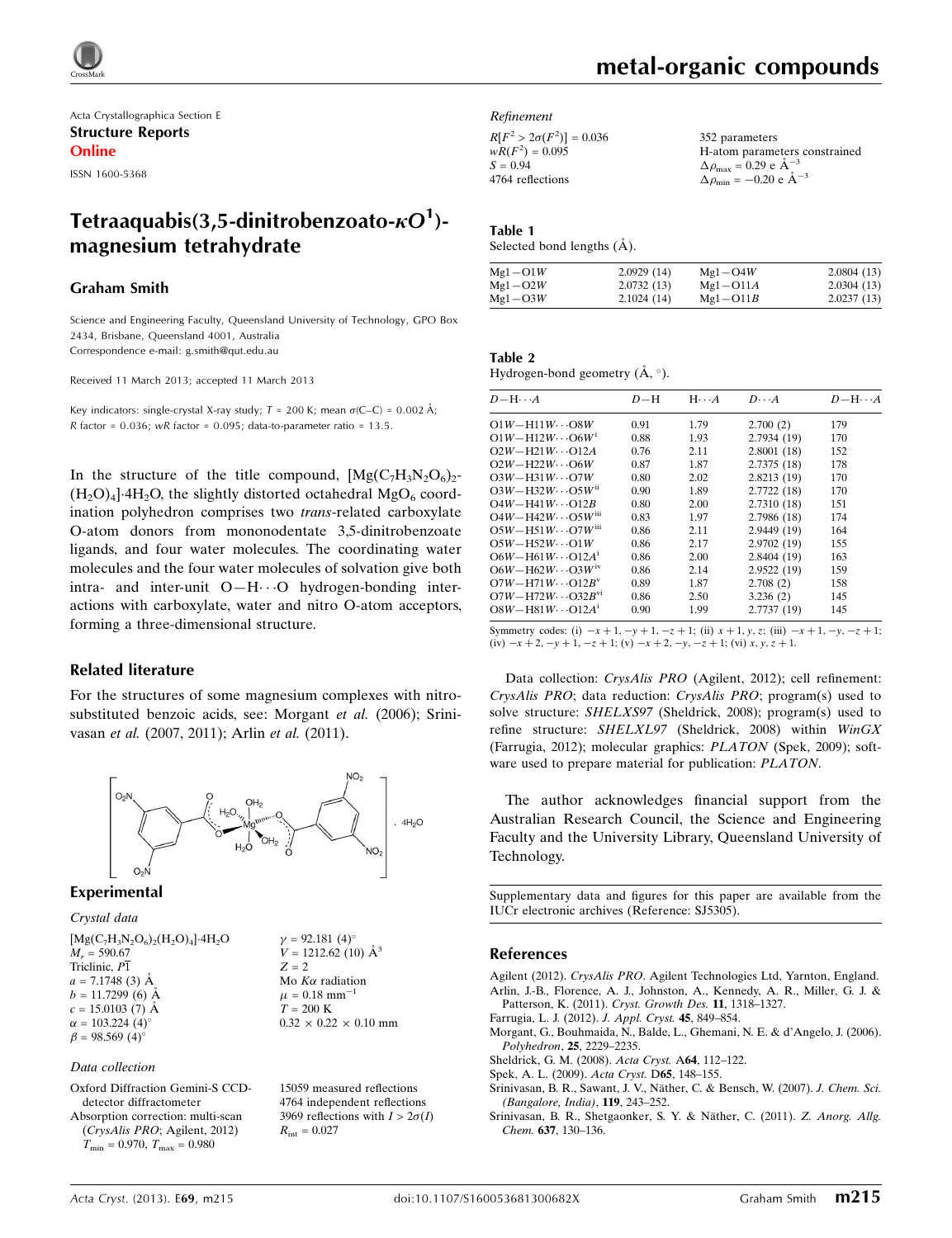metal-organic compounds

Acta Crystallographica Section E
**Structure Reports**
**Online**

ISSN 1600-5368

# Tetraaquabis(3,5-dinitrobenzoato-$\kappa O^1$)-magnesium tetrahydrate

**Graham Smith**

Science and Engineering Faculty, Queensland University of Technology, GPO Box 2434, Brisbane, Queensland 4001, Australia
Correspondence e-mail: g.smith@qut.edu.au

Received 11 March 2013; accepted 11 March 2013

Key indicators: single-crystal X-ray study; $T$ = 200 K; mean $\sigma$(C–C) = 0.002 Å; $R$ factor = 0.036; $wR$ factor = 0.095; data-to-parameter ratio = 13.5.

In the structure of the title compound, $[Mg(C_7H_3N_2O_6)_2(H_2O)_4]\cdot 4H_2O$, the slightly distorted octahedral $MgO_6$ coordination polyhedron comprises two *trans*-related carboxylate O-atom donors from monodentate 3,5-dinitrobenzoate ligands, and four water molecules. The coordinating water molecules and the four water molecules of solvation give both intra- and inter-unit O—H⋯O hydrogen-bonding interactions with carboxylate, water and nitro O-atom acceptors, forming a three-dimensional structure.

## Related literature

For the structures of some magnesium complexes with nitro-substituted benzoic acids, see: Morgant *et al.* (2006); Srinivasan *et al.* (2007, 2011); Arlin *et al.* (2011).

## Experimental

### Crystal data

$[Mg(C_7H_3N_2O_6)_2(H_2O)_4]\cdot 4H_2O$
$M_r$ = 590.67
Triclinic, $P\overline{1}$
$a$ = 7.1748 (3) Å
$b$ = 11.7299 (6) Å
$c$ = 15.0103 (7) Å
$\alpha$ = 103.224 (4)°
$\beta$ = 98.569 (4)°
$\gamma$ = 92.181 (4)°
$V$ = 1212.62 (10) Å$^3$
$Z$ = 2
Mo $K\alpha$ radiation
$\mu$ = 0.18 mm$^{-1}$
$T$ = 200 K
0.32 × 0.22 × 0.10 mm

### Data collection

Oxford Diffraction Gemini-S CCD-detector diffractometer
Absorption correction: multi-scan (*CrysAlis PRO*; Agilent, 2012)
$T_{min}$ = 0.970, $T_{max}$ = 0.980
15059 measured reflections
4764 independent reflections
3969 reflections with $I > 2\sigma(I)$
$R_{int}$ = 0.027

### Refinement

$R[F^2 > 2\sigma(F^2)]$ = 0.036
$wR(F^2)$ = 0.095
$S$ = 0.94
4764 reflections
352 parameters
H-atom parameters constrained
$\Delta\rho_{max}$ = 0.29 e Å$^{-3}$
$\Delta\rho_{min}$ = −0.20 e Å$^{-3}$

**Table 1**
Selected bond lengths (Å).

| | | | |
|---|---|---|---|
| Mg1—O1*W* | 2.0929 (14) | Mg1—O4*W* | 2.0804 (13) |
| Mg1—O2*W* | 2.0732 (13) | Mg1—O11*A* | 2.0304 (13) |
| Mg1—O3*W* | 2.1024 (14) | Mg1—O11*B* | 2.0237 (13) |

**Table 2**
Hydrogen-bond geometry (Å, °).

| *D*—H⋯*A* | *D*—H | H⋯*A* | *D*⋯*A* | *D*—H⋯*A* |
|---|---|---|---|---|
| O1*W*—H11*W*⋯O8*W* | 0.91 | 1.79 | 2.700 (2) | 179 |
| O1*W*—H12*W*⋯O6*W*$^{i}$ | 0.88 | 1.93 | 2.7934 (19) | 170 |
| O2*W*—H21*W*⋯O12*A* | 0.76 | 2.11 | 2.8001 (18) | 152 |
| O2*W*—H22*W*⋯O6*W* | 0.87 | 1.87 | 2.7375 (18) | 178 |
| O3*W*—H31*W*⋯O7*W* | 0.80 | 2.02 | 2.8213 (19) | 170 |
| O3*W*—H32*W*⋯O5*W*$^{ii}$ | 0.90 | 1.89 | 2.7722 (18) | 170 |
| O4*W*—H41*W*⋯O12*B* | 0.80 | 2.00 | 2.7310 (18) | 151 |
| O4*W*—H42*W*⋯O5*W*$^{iii}$ | 0.83 | 1.97 | 2.7986 (18) | 174 |
| O5*W*—H51*W*⋯O7*W*$^{iii}$ | 0.86 | 2.11 | 2.9449 (19) | 164 |
| O5*W*—H52*W*⋯O1*W* | 0.86 | 2.17 | 2.9702 (19) | 155 |
| O6*W*—H61*W*⋯O12*A*$^{i}$ | 0.86 | 2.00 | 2.8404 (19) | 163 |
| O6*W*—H62*W*⋯O3*W*$^{iv}$ | 0.86 | 2.14 | 2.9522 (19) | 159 |
| O7*W*—H71*W*⋯O12*B*$^{v}$ | 0.89 | 1.87 | 2.708 (2) | 158 |
| O7*W*—H72*W*⋯O32*B*$^{vi}$ | 0.86 | 2.50 | 3.236 (2) | 145 |
| O8*W*—H81*W*⋯O12*A*$^{i}$ | 0.90 | 1.99 | 2.7737 (19) | 145 |

Symmetry codes: (i) $-x+1, -y+1, -z+1$; (ii) $x+1, y, z$; (iii) $-x+1, -y, -z+1$; (iv) $-x+2, -y+1, -z+1$; (v) $-x+2, -y, -z+1$; (vi) $x, y, z+1$.

Data collection: *CrysAlis PRO* (Agilent, 2012); cell refinement: *CrysAlis PRO*; data reduction: *CrysAlis PRO*; program(s) used to solve structure: *SHELXS97* (Sheldrick, 2008); program(s) used to refine structure: *SHELXL97* (Sheldrick, 2008) within *WinGX* (Farrugia, 2012); molecular graphics: *PLATON* (Spek, 2009); software used to prepare material for publication: *PLATON*.

The author acknowledges financial support from the Australian Research Council, the Science and Engineering Faculty and the University Library, Queensland University of Technology.

Supplementary data and figures for this paper are available from the IUCr electronic archives (Reference: SJ5305).

## References

Agilent (2012). *CrysAlis PRO*. Agilent Technologies Ltd, Yarnton, England.
Arlin, J.-B., Florence, A. J., Johnston, A., Kennedy, A. R., Miller, G. J. & Patterson, K. (2011). *Cryst. Growth Des.* **11**, 1318–1327.
Farrugia, L. J. (2012). *J. Appl. Cryst.* **45**, 849–854.
Morgant, G., Bouhmaida, N., Balde, L., Ghemani, N. E. & d'Angelo, J. (2006). *Polyhedron*, **25**, 2229–2235.
Sheldrick, G. M. (2008). *Acta Cryst.* A**64**, 112–122.
Spek, A. L. (2009). *Acta Cryst.* D**65**, 148–155.
Srinivasan, B. R., Sawant, J. V., Näther, C. & Bensch, W. (2007). *J. Chem. Sci. (Bangalore, India)*, **119**, 243–252.
Srinivasan, B. R., Shetgaonker, S. Y. & Näther, C. (2011). *Z. Anorg. Allg. Chem.* **637**, 130–136.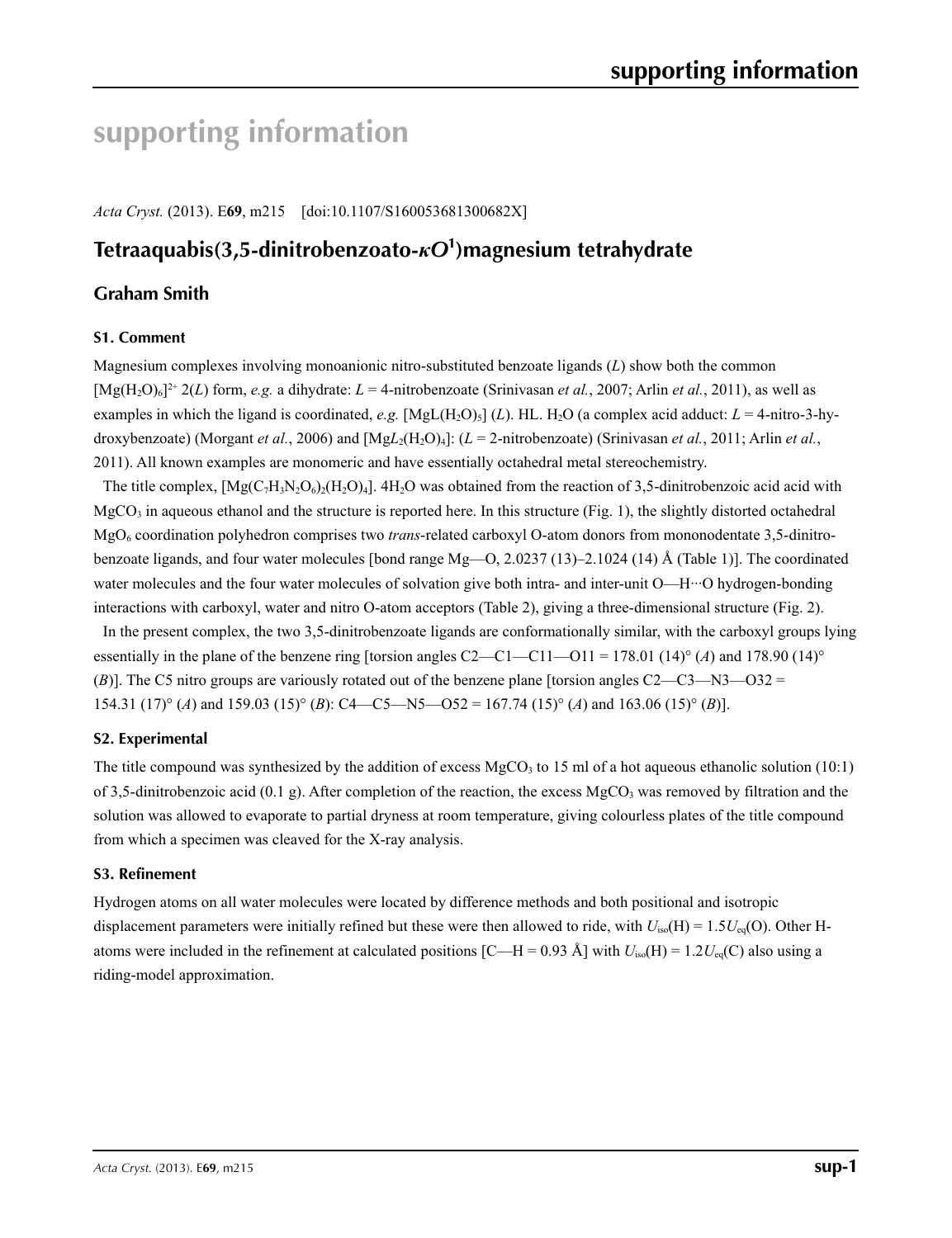# supporting information

*Acta Cryst.* (2013). E**69**, m215 [doi:10.1107/S160053681300682X]

## Tetraaquabis(3,5-dinitrobenzoato-$\kappa O^1$)magnesium tetrahydrate

### Graham Smith

### S1. Comment

Magnesium complexes involving monoanionic nitro-substituted benzoate ligands (*L*) show both the common $[Mg(H_2O)_6]^{2+}$ 2(*L*) form, *e.g.* a dihydrate: *L* = 4-nitrobenzoate (Srinivasan *et al.*, 2007; Arlin *et al.*, 2011), as well as examples in which the ligand is coordinated, *e.g.* $[MgL(H_2O)_5]$ (*L*). HL. $H_2O$ (a complex acid adduct: *L* = 4-nitro-3-hydroxybenzoate) (Morgant *et al.*, 2006) and $[MgL_2(H_2O)_4]$: (*L* = 2-nitrobenzoate) (Srinivasan *et al.*, 2011; Arlin *et al.*, 2011). All known examples are monomeric and have essentially octahedral metal stereochemistry.

The title complex, $[Mg(C_7H_3N_2O_6)_2(H_2O)_4]$. $4H_2O$ was obtained from the reaction of 3,5-dinitrobenzoic acid acid with $MgCO_3$ in aqueous ethanol and the structure is reported here. In this structure (Fig. 1), the slightly distorted octahedral $MgO_6$ coordination polyhedron comprises two *trans*-related carboxyl O-atom donors from mononodentate 3,5-dinitrobenzoate ligands, and four water molecules [bond range Mg—O, 2.0237 (13)–2.1024 (14) Å (Table 1)]. The coordinated water molecules and the four water molecules of solvation give both intra- and inter-unit O—H···O hydrogen-bonding interactions with carboxyl, water and nitro O-atom acceptors (Table 2), giving a three-dimensional structure (Fig. 2).

In the present complex, the two 3,5-dinitrobenzoate ligands are conformationally similar, with the carboxyl groups lying essentially in the plane of the benzene ring [torsion angles C2—C1—C11—O11 = 178.01 (14)° (*A*) and 178.90 (14)° (*B*)]. The C5 nitro groups are variously rotated out of the benzene plane [torsion angles C2—C3—N3—O32 = 154.31 (17)° (*A*) and 159.03 (15)° (*B*): C4—C5—N5—O52 = 167.74 (15)° (*A*) and 163.06 (15)° (*B*)].

### S2. Experimental

The title compound was synthesized by the addition of excess $MgCO_3$ to 15 ml of a hot aqueous ethanolic solution (10:1) of 3,5-dinitrobenzoic acid (0.1 g). After completion of the reaction, the excess $MgCO_3$ was removed by filtration and the solution was allowed to evaporate to partial dryness at room temperature, giving colourless plates of the title compound from which a specimen was cleaved for the X-ray analysis.

### S3. Refinement

Hydrogen atoms on all water molecules were located by difference methods and both positional and isotropic displacement parameters were initially refined but these were then allowed to ride, with $U_{iso}(H) = 1.5U_{eq}(O)$. Other H-atoms were included in the refinement at calculated positions [C—H = 0.93 Å] with $U_{iso}(H) = 1.2U_{eq}(C)$ also using a riding-model approximation.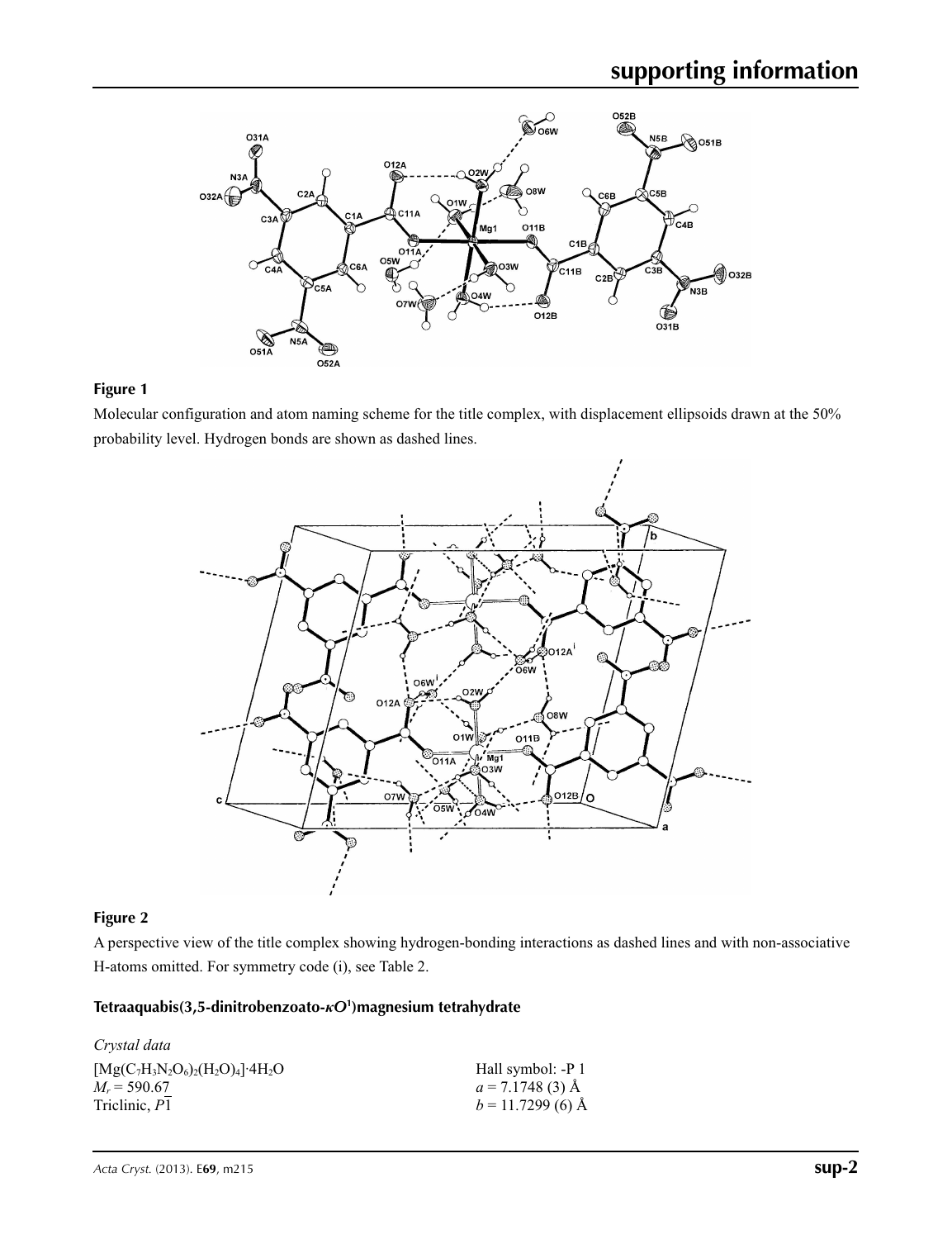**Figure 1**

Molecular configuration and atom naming scheme for the title complex, with displacement ellipsoids drawn at the 50% probability level. Hydrogen bonds are shown as dashed lines.

**Figure 2**

A perspective view of the title complex showing hydrogen-bonding interactions as dashed lines and with non-associative H-atoms omitted. For symmetry code (i), see Table 2.

## Tetraaquabis(3,5-dinitrobenzoato-$\kappa O^1$)magnesium tetrahydrate

*Crystal data*

$[Mg(C_7H_3N_2O_6)_2(H_2O)_4]\cdot 4H_2O$
$M_r = 590.67$
Triclinic, $P\overline{1}$
Hall symbol: -P 1
$a = 7.1748$ (3) Å
$b = 11.7299$ (6) Å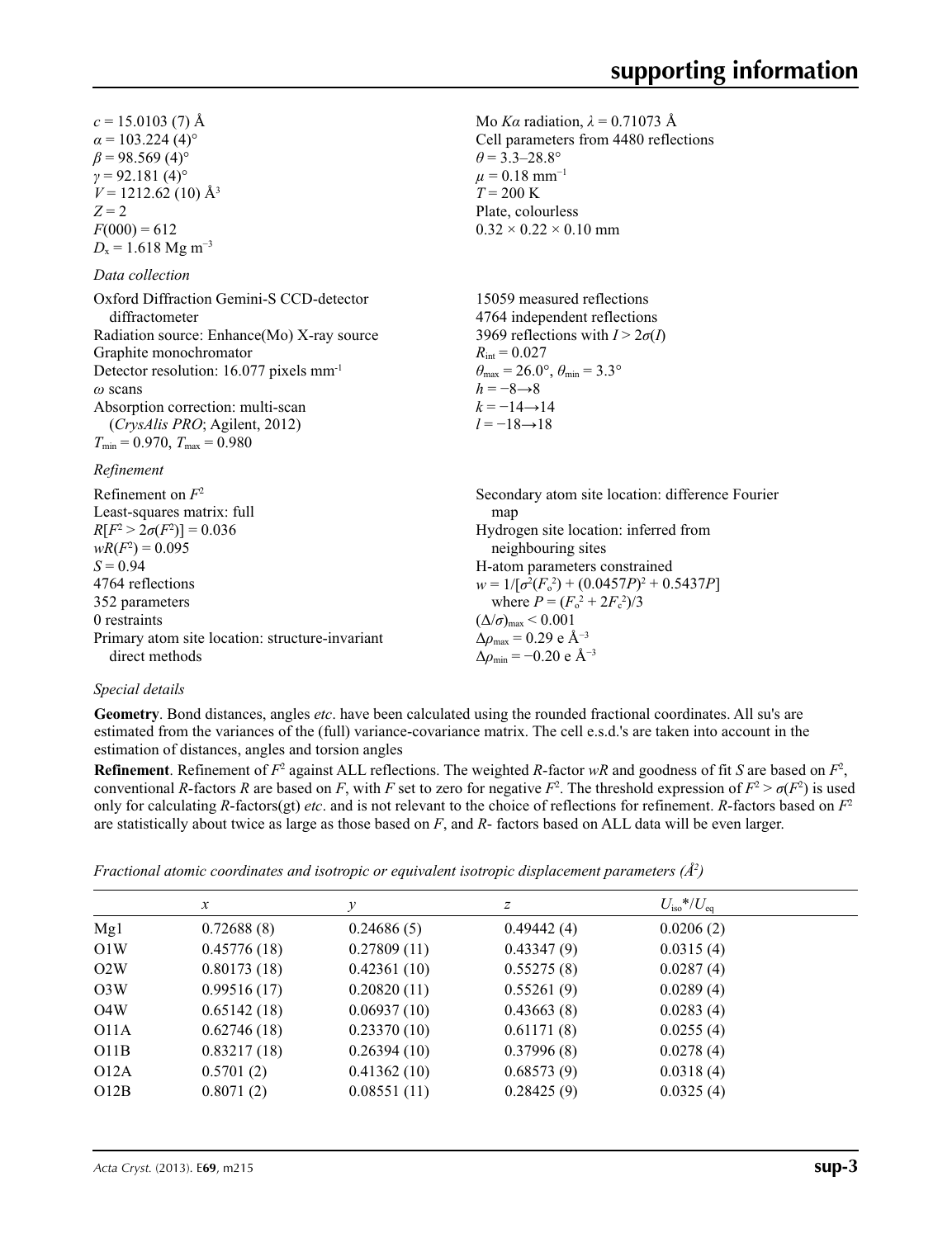$c$ = 15.0103 (7) Å
$\alpha$ = 103.224 (4)°
$\beta$ = 98.569 (4)°
$\gamma$ = 92.181 (4)°
$V$ = 1212.62 (10) Å$^3$
$Z$ = 2
$F$(000) = 612
$D_x$ = 1.618 Mg m$^{-3}$

Mo $K\alpha$ radiation, $\lambda$ = 0.71073 Å
Cell parameters from 4480 reflections
$\theta$ = 3.3–28.8°
$\mu$ = 0.18 mm$^{-1}$
$T$ = 200 K
Plate, colourless
0.32 × 0.22 × 0.10 mm

*Data collection*

Oxford Diffraction Gemini-S CCD-detector diffractometer
Radiation source: Enhance(Mo) X-ray source
Graphite monochromator
Detector resolution: 16.077 pixels mm$^{-1}$
$\omega$ scans
Absorption correction: multi-scan (*CrysAlis PRO*; Agilent, 2012)
$T_{min}$ = 0.970, $T_{max}$ = 0.980

15059 measured reflections
4764 independent reflections
3969 reflections with $I > 2\sigma(I)$
$R_{int}$ = 0.027
$\theta_{max}$ = 26.0°, $\theta_{min}$ = 3.3°
$h$ = −8→8
$k$ = −14→14
$l$ = −18→18

*Refinement*

Refinement on $F^2$
Least-squares matrix: full
$R[F^2 > 2\sigma(F^2)]$ = 0.036
$wR(F^2)$ = 0.095
$S$ = 0.94
4764 reflections
352 parameters
0 restraints
Primary atom site location: structure-invariant direct methods

Secondary atom site location: difference Fourier map
Hydrogen site location: inferred from neighbouring sites
H-atom parameters constrained
$w = 1/[\sigma^2(F_o^2) + (0.0457P)^2 + 0.5437P]$ where $P = (F_o^2 + 2F_c^2)/3$
$(\Delta/\sigma)_{max}$ < 0.001
$\Delta\rho_{max}$ = 0.29 e Å$^{-3}$
$\Delta\rho_{min}$ = −0.20 e Å$^{-3}$

*Special details*

**Geometry**. Bond distances, angles *etc*. have been calculated using the rounded fractional coordinates. All su's are estimated from the variances of the (full) variance-covariance matrix. The cell e.s.d.'s are taken into account in the estimation of distances, angles and torsion angles

**Refinement**. Refinement of $F^2$ against ALL reflections. The weighted $R$-factor $wR$ and goodness of fit $S$ are based on $F^2$, conventional $R$-factors $R$ are based on $F$, with $F$ set to zero for negative $F^2$. The threshold expression of $F^2 > \sigma(F^2)$ is used only for calculating $R$-factors(gt) *etc*. and is not relevant to the choice of reflections for refinement. $R$-factors based on $F^2$ are statistically about twice as large as those based on $F$, and $R$- factors based on ALL data will be even larger.

*Fractional atomic coordinates and isotropic or equivalent isotropic displacement parameters (Å$^2$)*

| | $x$ | $y$ | $z$ | $U_{iso}$*/$U_{eq}$ |
|---|---|---|---|---|
| Mg1 | 0.72688 (8) | 0.24686 (5) | 0.49442 (4) | 0.0206 (2) |
| O1W | 0.45776 (18) | 0.27809 (11) | 0.43347 (9) | 0.0315 (4) |
| O2W | 0.80173 (18) | 0.42361 (10) | 0.55275 (8) | 0.0287 (4) |
| O3W | 0.99516 (17) | 0.20820 (11) | 0.55261 (9) | 0.0289 (4) |
| O4W | 0.65142 (18) | 0.06937 (10) | 0.43663 (8) | 0.0283 (4) |
| O11A | 0.62746 (18) | 0.23370 (10) | 0.61171 (8) | 0.0255 (4) |
| O11B | 0.83217 (18) | 0.26394 (10) | 0.37996 (8) | 0.0278 (4) |
| O12A | 0.5701 (2) | 0.41362 (10) | 0.68573 (9) | 0.0318 (4) |
| O12B | 0.8071 (2) | 0.08551 (11) | 0.28425 (9) | 0.0325 (4) |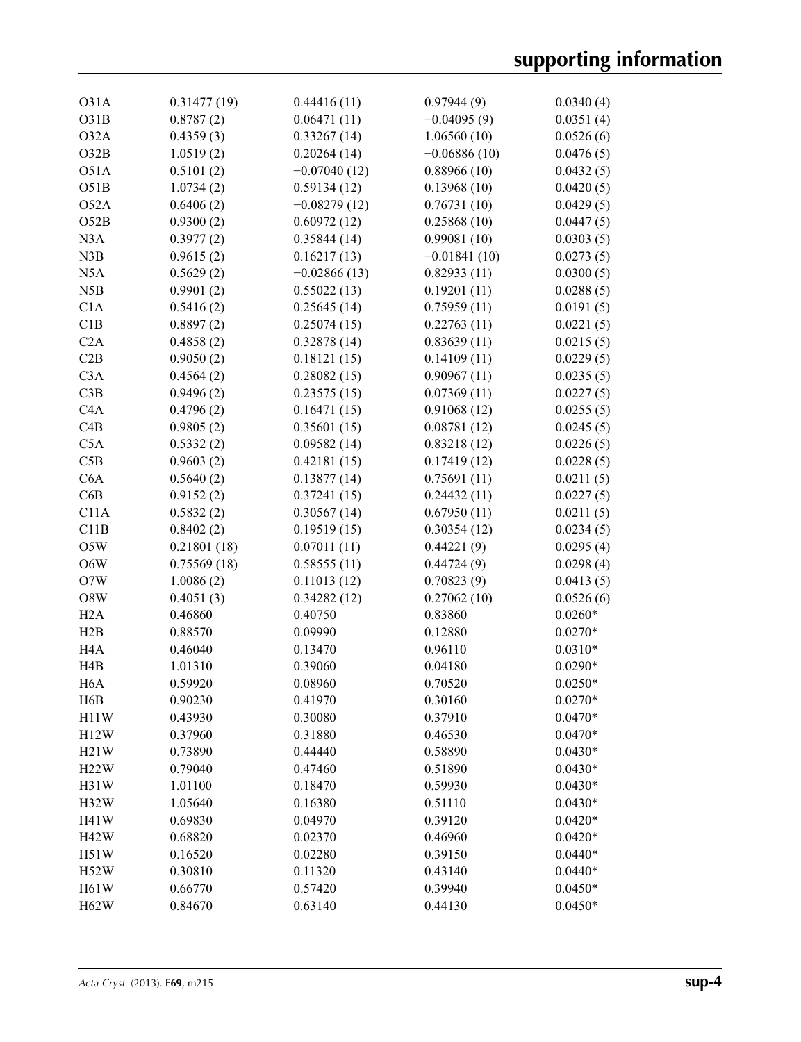| | | | | |
|---|---|---|---|---|
| O31A | 0.31477 (19) | 0.44416 (11) | 0.97944 (9) | 0.0340 (4) |
| O31B | 0.8787 (2) | 0.06471 (11) | −0.04095 (9) | 0.0351 (4) |
| O32A | 0.4359 (3) | 0.33267 (14) | 1.06560 (10) | 0.0526 (6) |
| O32B | 1.0519 (2) | 0.20264 (14) | −0.06886 (10) | 0.0476 (5) |
| O51A | 0.5101 (2) | −0.07040 (12) | 0.88966 (10) | 0.0432 (5) |
| O51B | 1.0734 (2) | 0.59134 (12) | 0.13968 (10) | 0.0420 (5) |
| O52A | 0.6406 (2) | −0.08279 (12) | 0.76731 (10) | 0.0429 (5) |
| O52B | 0.9300 (2) | 0.60972 (12) | 0.25868 (10) | 0.0447 (5) |
| N3A | 0.3977 (2) | 0.35844 (14) | 0.99081 (10) | 0.0303 (5) |
| N3B | 0.9615 (2) | 0.16217 (13) | −0.01841 (10) | 0.0273 (5) |
| N5A | 0.5629 (2) | −0.02866 (13) | 0.82933 (11) | 0.0300 (5) |
| N5B | 0.9901 (2) | 0.55022 (13) | 0.19201 (11) | 0.0288 (5) |
| C1A | 0.5416 (2) | 0.25645 (14) | 0.75959 (11) | 0.0191 (5) |
| C1B | 0.8897 (2) | 0.25074 (15) | 0.22763 (11) | 0.0221 (5) |
| C2A | 0.4858 (2) | 0.32878 (14) | 0.83639 (11) | 0.0215 (5) |
| C2B | 0.9050 (2) | 0.18121 (15) | 0.14109 (11) | 0.0229 (5) |
| C3A | 0.4564 (2) | 0.28082 (15) | 0.90967 (11) | 0.0235 (5) |
| C3B | 0.9496 (2) | 0.23575 (15) | 0.07369 (11) | 0.0227 (5) |
| C4A | 0.4796 (2) | 0.16471 (15) | 0.91068 (12) | 0.0255 (5) |
| C4B | 0.9805 (2) | 0.35601 (15) | 0.08781 (12) | 0.0245 (5) |
| C5A | 0.5332 (2) | 0.09582 (14) | 0.83218 (12) | 0.0226 (5) |
| C5B | 0.9603 (2) | 0.42181 (15) | 0.17419 (12) | 0.0228 (5) |
| C6A | 0.5640 (2) | 0.13877 (14) | 0.75691 (11) | 0.0211 (5) |
| C6B | 0.9152 (2) | 0.37241 (15) | 0.24432 (11) | 0.0227 (5) |
| C11A | 0.5832 (2) | 0.30567 (14) | 0.67950 (11) | 0.0211 (5) |
| C11B | 0.8402 (2) | 0.19519 (15) | 0.30354 (12) | 0.0234 (5) |
| O5W | 0.21801 (18) | 0.07011 (11) | 0.44221 (9) | 0.0295 (4) |
| O6W | 0.75569 (18) | 0.58555 (11) | 0.44724 (9) | 0.0298 (4) |
| O7W | 1.0086 (2) | 0.11013 (12) | 0.70823 (9) | 0.0413 (5) |
| O8W | 0.4051 (3) | 0.34282 (12) | 0.27062 (10) | 0.0526 (6) |
| H2A | 0.46860 | 0.40750 | 0.83860 | 0.0260* |
| H2B | 0.88570 | 0.09990 | 0.12880 | 0.0270* |
| H4A | 0.46040 | 0.13470 | 0.96110 | 0.0310* |
| H4B | 1.01310 | 0.39060 | 0.04180 | 0.0290* |
| H6A | 0.59920 | 0.08960 | 0.70520 | 0.0250* |
| H6B | 0.90230 | 0.41970 | 0.30160 | 0.0270* |
| H11W | 0.43930 | 0.30080 | 0.37910 | 0.0470* |
| H12W | 0.37960 | 0.31880 | 0.46530 | 0.0470* |
| H21W | 0.73890 | 0.44440 | 0.58890 | 0.0430* |
| H22W | 0.79040 | 0.47460 | 0.51890 | 0.0430* |
| H31W | 1.01100 | 0.18470 | 0.59930 | 0.0430* |
| H32W | 1.05640 | 0.16380 | 0.51110 | 0.0430* |
| H41W | 0.69830 | 0.04970 | 0.39120 | 0.0420* |
| H42W | 0.68820 | 0.02370 | 0.46960 | 0.0420* |
| H51W | 0.16520 | 0.02280 | 0.39150 | 0.0440* |
| H52W | 0.30810 | 0.11320 | 0.43140 | 0.0440* |
| H61W | 0.66770 | 0.57420 | 0.39940 | 0.0450* |
| H62W | 0.84670 | 0.63140 | 0.44130 | 0.0450* |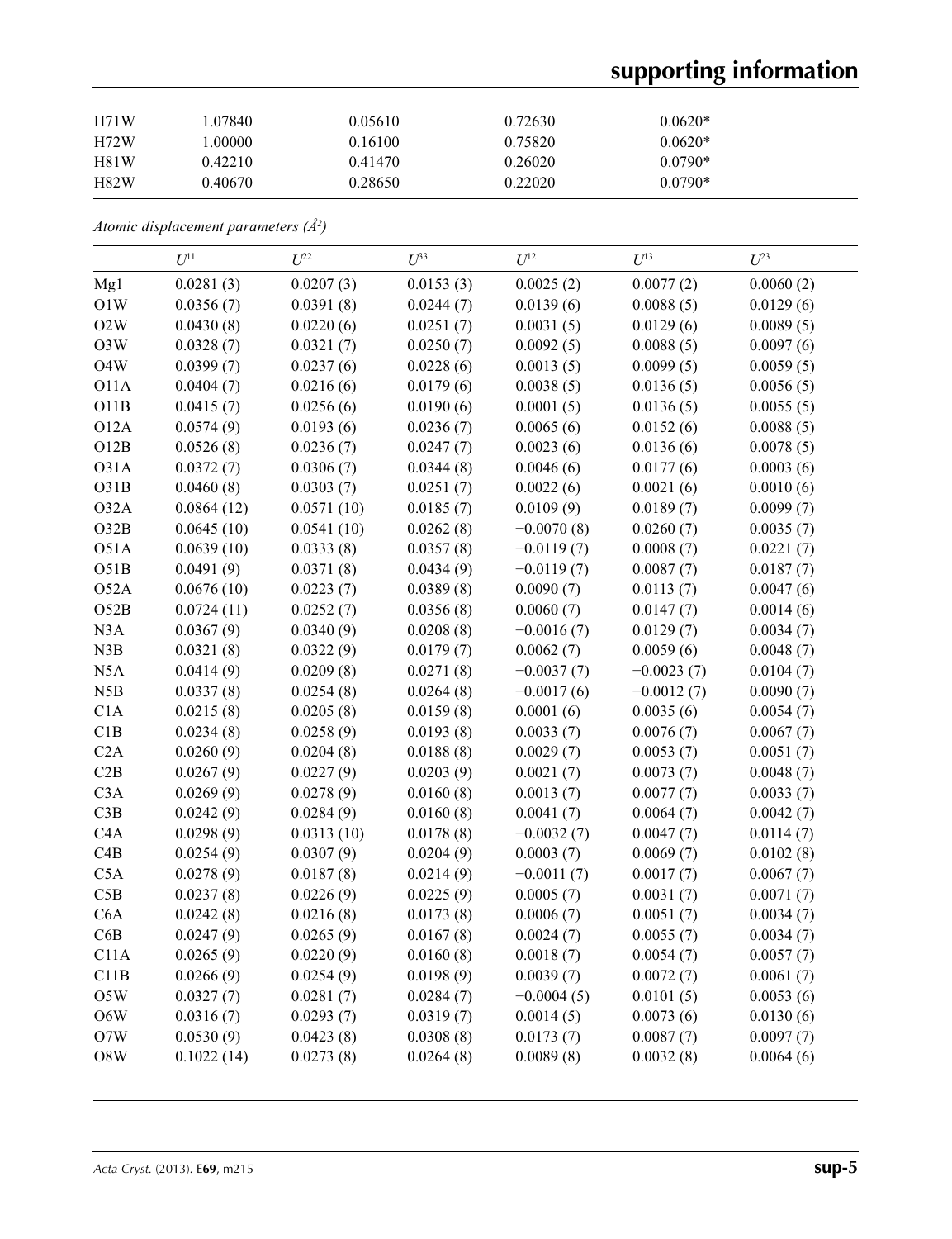| | | | | |
|---|---|---|---|---|
| H71W | 1.07840 | 0.05610 | 0.72630 | 0.0620* |
| H72W | 1.00000 | 0.16100 | 0.75820 | 0.0620* |
| H81W | 0.42210 | 0.41470 | 0.26020 | 0.0790* |
| H82W | 0.40670 | 0.28650 | 0.22020 | 0.0790* |

*Atomic displacement parameters (Å²)*

| | $U^{11}$ | $U^{22}$ | $U^{33}$ | $U^{12}$ | $U^{13}$ | $U^{23}$ |
|---|---|---|---|---|---|---|
| Mg1 | 0.0281 (3) | 0.0207 (3) | 0.0153 (3) | 0.0025 (2) | 0.0077 (2) | 0.0060 (2) |
| O1W | 0.0356 (7) | 0.0391 (8) | 0.0244 (7) | 0.0139 (6) | 0.0088 (5) | 0.0129 (6) |
| O2W | 0.0430 (8) | 0.0220 (6) | 0.0251 (7) | 0.0031 (5) | 0.0129 (6) | 0.0089 (5) |
| O3W | 0.0328 (7) | 0.0321 (7) | 0.0250 (7) | 0.0092 (5) | 0.0088 (5) | 0.0097 (6) |
| O4W | 0.0399 (7) | 0.0237 (6) | 0.0228 (6) | 0.0013 (5) | 0.0099 (5) | 0.0059 (5) |
| O11A | 0.0404 (7) | 0.0216 (6) | 0.0179 (6) | 0.0038 (5) | 0.0136 (5) | 0.0056 (5) |
| O11B | 0.0415 (7) | 0.0256 (6) | 0.0190 (6) | 0.0001 (5) | 0.0136 (5) | 0.0055 (5) |
| O12A | 0.0574 (9) | 0.0193 (6) | 0.0236 (7) | 0.0065 (6) | 0.0152 (6) | 0.0088 (5) |
| O12B | 0.0526 (8) | 0.0236 (7) | 0.0247 (7) | 0.0023 (6) | 0.0136 (6) | 0.0078 (5) |
| O31A | 0.0372 (7) | 0.0306 (7) | 0.0344 (8) | 0.0046 (6) | 0.0177 (6) | 0.0003 (6) |
| O31B | 0.0460 (8) | 0.0303 (7) | 0.0251 (7) | 0.0022 (6) | 0.0021 (6) | 0.0010 (6) |
| O32A | 0.0864 (12) | 0.0571 (10) | 0.0185 (7) | 0.0109 (9) | 0.0189 (7) | 0.0099 (7) |
| O32B | 0.0645 (10) | 0.0541 (10) | 0.0262 (8) | −0.0070 (8) | 0.0260 (7) | 0.0035 (7) |
| O51A | 0.0639 (10) | 0.0333 (8) | 0.0357 (8) | −0.0119 (7) | 0.0008 (7) | 0.0221 (7) |
| O51B | 0.0491 (9) | 0.0371 (8) | 0.0434 (9) | −0.0119 (7) | 0.0087 (7) | 0.0187 (7) |
| O52A | 0.0676 (10) | 0.0223 (7) | 0.0389 (8) | 0.0090 (7) | 0.0113 (7) | 0.0047 (6) |
| O52B | 0.0724 (11) | 0.0252 (7) | 0.0356 (8) | 0.0060 (7) | 0.0147 (7) | 0.0014 (6) |
| N3A | 0.0367 (9) | 0.0340 (9) | 0.0208 (8) | −0.0016 (7) | 0.0129 (7) | 0.0034 (7) |
| N3B | 0.0321 (8) | 0.0322 (9) | 0.0179 (7) | 0.0062 (7) | 0.0059 (6) | 0.0048 (7) |
| N5A | 0.0414 (9) | 0.0209 (8) | 0.0271 (8) | −0.0037 (7) | −0.0023 (7) | 0.0104 (7) |
| N5B | 0.0337 (8) | 0.0254 (8) | 0.0264 (8) | −0.0017 (6) | −0.0012 (7) | 0.0090 (7) |
| C1A | 0.0215 (8) | 0.0205 (8) | 0.0159 (8) | 0.0001 (6) | 0.0035 (6) | 0.0054 (7) |
| C1B | 0.0234 (8) | 0.0258 (9) | 0.0193 (8) | 0.0033 (7) | 0.0076 (7) | 0.0067 (7) |
| C2A | 0.0260 (9) | 0.0204 (8) | 0.0188 (8) | 0.0029 (7) | 0.0053 (7) | 0.0051 (7) |
| C2B | 0.0267 (9) | 0.0227 (9) | 0.0203 (9) | 0.0021 (7) | 0.0073 (7) | 0.0048 (7) |
| C3A | 0.0269 (9) | 0.0278 (9) | 0.0160 (8) | 0.0013 (7) | 0.0077 (7) | 0.0033 (7) |
| C3B | 0.0242 (9) | 0.0284 (9) | 0.0160 (8) | 0.0041 (7) | 0.0064 (7) | 0.0042 (7) |
| C4A | 0.0298 (9) | 0.0313 (10) | 0.0178 (8) | −0.0032 (7) | 0.0047 (7) | 0.0114 (7) |
| C4B | 0.0254 (9) | 0.0307 (9) | 0.0204 (9) | 0.0003 (7) | 0.0069 (7) | 0.0102 (8) |
| C5A | 0.0278 (9) | 0.0187 (8) | 0.0214 (9) | −0.0011 (7) | 0.0017 (7) | 0.0067 (7) |
| C5B | 0.0237 (8) | 0.0226 (9) | 0.0225 (9) | 0.0005 (7) | 0.0031 (7) | 0.0071 (7) |
| C6A | 0.0242 (8) | 0.0216 (8) | 0.0173 (8) | 0.0006 (7) | 0.0051 (7) | 0.0034 (7) |
| C6B | 0.0247 (9) | 0.0265 (9) | 0.0167 (8) | 0.0024 (7) | 0.0055 (7) | 0.0034 (7) |
| C11A | 0.0265 (9) | 0.0220 (9) | 0.0160 (8) | 0.0018 (7) | 0.0054 (7) | 0.0057 (7) |
| C11B | 0.0266 (9) | 0.0254 (9) | 0.0198 (9) | 0.0039 (7) | 0.0072 (7) | 0.0061 (7) |
| O5W | 0.0327 (7) | 0.0281 (7) | 0.0284 (7) | −0.0004 (5) | 0.0101 (5) | 0.0053 (6) |
| O6W | 0.0316 (7) | 0.0293 (7) | 0.0319 (7) | 0.0014 (5) | 0.0073 (6) | 0.0130 (6) |
| O7W | 0.0530 (9) | 0.0423 (8) | 0.0308 (8) | 0.0173 (7) | 0.0087 (7) | 0.0097 (7) |
| O8W | 0.1022 (14) | 0.0273 (8) | 0.0264 (8) | 0.0089 (8) | 0.0032 (8) | 0.0064 (6) |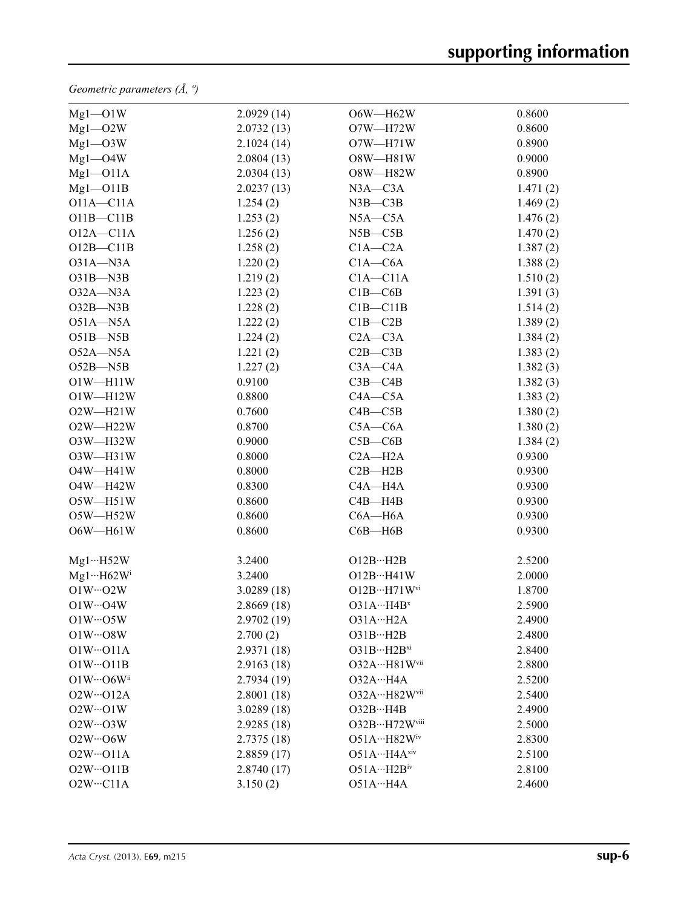*Geometric parameters (Å, º)*

| | | | |
|---|---|---|---|
| Mg1—O1W | 2.0929 (14) | O6W—H62W | 0.8600 |
| Mg1—O2W | 2.0732 (13) | O7W—H72W | 0.8600 |
| Mg1—O3W | 2.1024 (14) | O7W—H71W | 0.8900 |
| Mg1—O4W | 2.0804 (13) | O8W—H81W | 0.9000 |
| Mg1—O11A | 2.0304 (13) | O8W—H82W | 0.8900 |
| Mg1—O11B | 2.0237 (13) | N3A—C3A | 1.471 (2) |
| O11A—C11A | 1.254 (2) | N3B—C3B | 1.469 (2) |
| O11B—C11B | 1.253 (2) | N5A—C5A | 1.476 (2) |
| O12A—C11A | 1.256 (2) | N5B—C5B | 1.470 (2) |
| O12B—C11B | 1.258 (2) | C1A—C2A | 1.387 (2) |
| O31A—N3A | 1.220 (2) | C1A—C6A | 1.388 (2) |
| O31B—N3B | 1.219 (2) | C1A—C11A | 1.510 (2) |
| O32A—N3A | 1.223 (2) | C1B—C6B | 1.391 (3) |
| O32B—N3B | 1.228 (2) | C1B—C11B | 1.514 (2) |
| O51A—N5A | 1.222 (2) | C1B—C2B | 1.389 (2) |
| O51B—N5B | 1.224 (2) | C2A—C3A | 1.384 (2) |
| O52A—N5A | 1.221 (2) | C2B—C3B | 1.383 (2) |
| O52B—N5B | 1.227 (2) | C3A—C4A | 1.382 (3) |
| O1W—H11W | 0.9100 | C3B—C4B | 1.382 (3) |
| O1W—H12W | 0.8800 | C4A—C5A | 1.383 (2) |
| O2W—H21W | 0.7600 | C4B—C5B | 1.380 (2) |
| O2W—H22W | 0.8700 | C5A—C6A | 1.380 (2) |
| O3W—H32W | 0.9000 | C5B—C6B | 1.384 (2) |
| O3W—H31W | 0.8000 | C2A—H2A | 0.9300 |
| O4W—H41W | 0.8000 | C2B—H2B | 0.9300 |
| O4W—H42W | 0.8300 | C4A—H4A | 0.9300 |
| O5W—H51W | 0.8600 | C4B—H4B | 0.9300 |
| O5W—H52W | 0.8600 | C6A—H6A | 0.9300 |
| O6W—H61W | 0.8600 | C6B—H6B | 0.9300 |
| | | | |
| Mg1···H52W | 3.2400 | O12B···H2B | 2.5200 |
| Mg1···H62W$^{i}$ | 3.2400 | O12B···H41W | 2.0000 |
| O1W···O2W | 3.0289 (18) | O12B···H71W$^{vi}$ | 1.8700 |
| O1W···O4W | 2.8669 (18) | O31A···H4B$^{x}$ | 2.5900 |
| O1W···O5W | 2.9702 (19) | O31A···H2A | 2.4900 |
| O1W···O8W | 2.700 (2) | O31B···H2B | 2.4800 |
| O1W···O11A | 2.9371 (18) | O31B···H2B$^{xi}$ | 2.8400 |
| O1W···O11B | 2.9163 (18) | O32A···H81W$^{vii}$ | 2.8800 |
| O1W···O6W$^{ii}$ | 2.7934 (19) | O32A···H4A | 2.5200 |
| O2W···O12A | 2.8001 (18) | O32A···H82W$^{vii}$ | 2.5400 |
| O2W···O1W | 3.0289 (18) | O32B···H4B | 2.4900 |
| O2W···O3W | 2.9285 (18) | O32B···H72W$^{viii}$ | 2.5000 |
| O2W···O6W | 2.7375 (18) | O51A···H82W$^{iv}$ | 2.8300 |
| O2W···O11A | 2.8859 (17) | O51A···H4A$^{xiv}$ | 2.5100 |
| O2W···O11B | 2.8740 (17) | O51A···H2B$^{iv}$ | 2.8100 |
| O2W···C11A | 3.150 (2) | O51A···H4A | 2.4600 |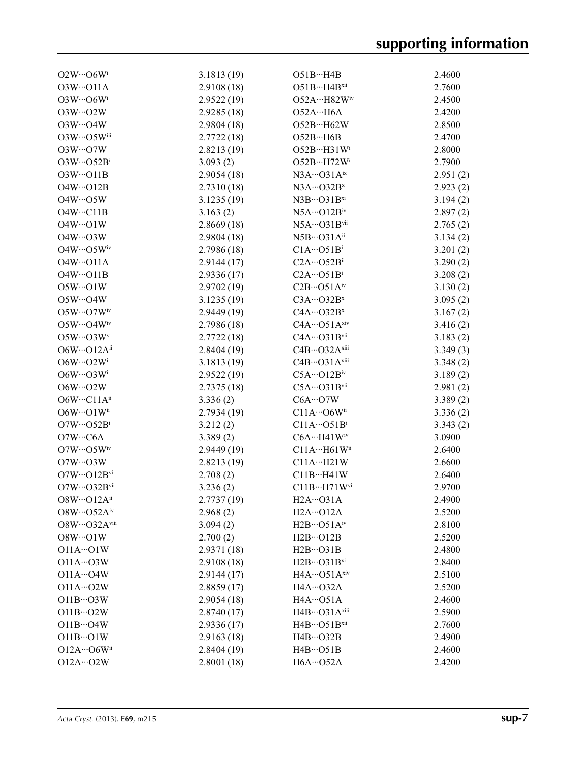| | | | |
|---|---|---|---|
| O2W···O6W$^{i}$ | 3.1813 (19) | O51B···H4B | 2.4600 |
| O3W···O11A | 2.9108 (18) | O51B···H4B$^{xii}$ | 2.7600 |
| O3W···O6W$^{i}$ | 2.9522 (19) | O52A···H82W$^{iv}$ | 2.4500 |
| O3W···O2W | 2.9285 (18) | O52A···H6A | 2.4200 |
| O3W···O4W | 2.9804 (18) | O52B···H62W | 2.8500 |
| O3W···O5W$^{iii}$ | 2.7722 (18) | O52B···H6B | 2.4700 |
| O3W···O7W | 2.8213 (19) | O52B···H31W$^{i}$ | 2.8000 |
| O3W···O52B$^{i}$ | 3.093 (2) | O52B···H72W$^{i}$ | 2.7900 |
| O3W···O11B | 2.9054 (18) | N3A···O31A$^{ix}$ | 2.951 (2) |
| O4W···O12B | 2.7310 (18) | N3A···O32B$^{x}$ | 2.923 (2) |
| O4W···O5W | 3.1235 (19) | N3B···O31B$^{xi}$ | 3.194 (2) |
| O4W···C11B | 3.163 (2) | N5A···O12B$^{iv}$ | 2.897 (2) |
| O4W···O1W | 2.8669 (18) | N5A···O31B$^{vii}$ | 2.765 (2) |
| O4W···O3W | 2.9804 (18) | N5B···O31A$^{ii}$ | 3.134 (2) |
| O4W···O5W$^{iv}$ | 2.7986 (18) | C1A···O51B$^{i}$ | 3.201 (2) |
| O4W···O11A | 2.9144 (17) | C2A···O52B$^{ii}$ | 3.290 (2) |
| O4W···O11B | 2.9336 (17) | C2A···O51B$^{i}$ | 3.208 (2) |
| O5W···O1W | 2.9702 (19) | C2B···O51A$^{iv}$ | 3.130 (2) |
| O5W···O4W | 3.1235 (19) | C3A···O32B$^{x}$ | 3.095 (2) |
| O5W···O7W$^{iv}$ | 2.9449 (19) | C4A···O32B$^{x}$ | 3.167 (2) |
| O5W···O4W$^{iv}$ | 2.7986 (18) | C4A···O51A$^{xiv}$ | 3.416 (2) |
| O5W···O3W$^{v}$ | 2.7722 (18) | C4A···O31B$^{vii}$ | 3.183 (2) |
| O6W···O12A$^{ii}$ | 2.8404 (19) | C4B···O32A$^{xiii}$ | 3.349 (3) |
| O6W···O2W$^{i}$ | 3.1813 (19) | C4B···O31A$^{xiii}$ | 3.348 (2) |
| O6W···O3W$^{i}$ | 2.9522 (19) | C5A···O12B$^{iv}$ | 3.189 (2) |
| O6W···O2W | 2.7375 (18) | C5A···O31B$^{vii}$ | 2.981 (2) |
| O6W···C11A$^{ii}$ | 3.336 (2) | C6A···O7W | 3.389 (2) |
| O6W···O1W$^{ii}$ | 2.7934 (19) | C11A···O6W$^{ii}$ | 3.336 (2) |
| O7W···O52B$^{i}$ | 3.212 (2) | C11A···O51B$^{i}$ | 3.343 (2) |
| O7W···C6A | 3.389 (2) | C6A···H41W$^{iv}$ | 3.0900 |
| O7W···O5W$^{iv}$ | 2.9449 (19) | C11A···H61W$^{ii}$ | 2.6400 |
| O7W···O3W | 2.8213 (19) | C11A···H21W | 2.6600 |
| O7W···O12B$^{vi}$ | 2.708 (2) | C11B···H41W | 2.6400 |
| O7W···O32B$^{vii}$ | 3.236 (2) | C11B···H71W$^{vi}$ | 2.9700 |
| O8W···O12A$^{ii}$ | 2.7737 (19) | H2A···O31A | 2.4900 |
| O8W···O52A$^{iv}$ | 2.968 (2) | H2A···O12A | 2.5200 |
| O8W···O32A$^{viii}$ | 3.094 (2) | H2B···O51A$^{iv}$ | 2.8100 |
| O8W···O1W | 2.700 (2) | H2B···O12B | 2.5200 |
| O11A···O1W | 2.9371 (18) | H2B···O31B | 2.4800 |
| O11A···O3W | 2.9108 (18) | H2B···O31B$^{xi}$ | 2.8400 |
| O11A···O4W | 2.9144 (17) | H4A···O51A$^{xiv}$ | 2.5100 |
| O11A···O2W | 2.8859 (17) | H4A···O32A | 2.5200 |
| O11B···O3W | 2.9054 (18) | H4A···O51A | 2.4600 |
| O11B···O2W | 2.8740 (17) | H4B···O31A$^{xiii}$ | 2.5900 |
| O11B···O4W | 2.9336 (17) | H4B···O51B$^{xii}$ | 2.7600 |
| O11B···O1W | 2.9163 (18) | H4B···O32B | 2.4900 |
| O12A···O6W$^{ii}$ | 2.8404 (19) | H4B···O51B | 2.4600 |
| O12A···O2W | 2.8001 (18) | H6A···O52A | 2.4200 |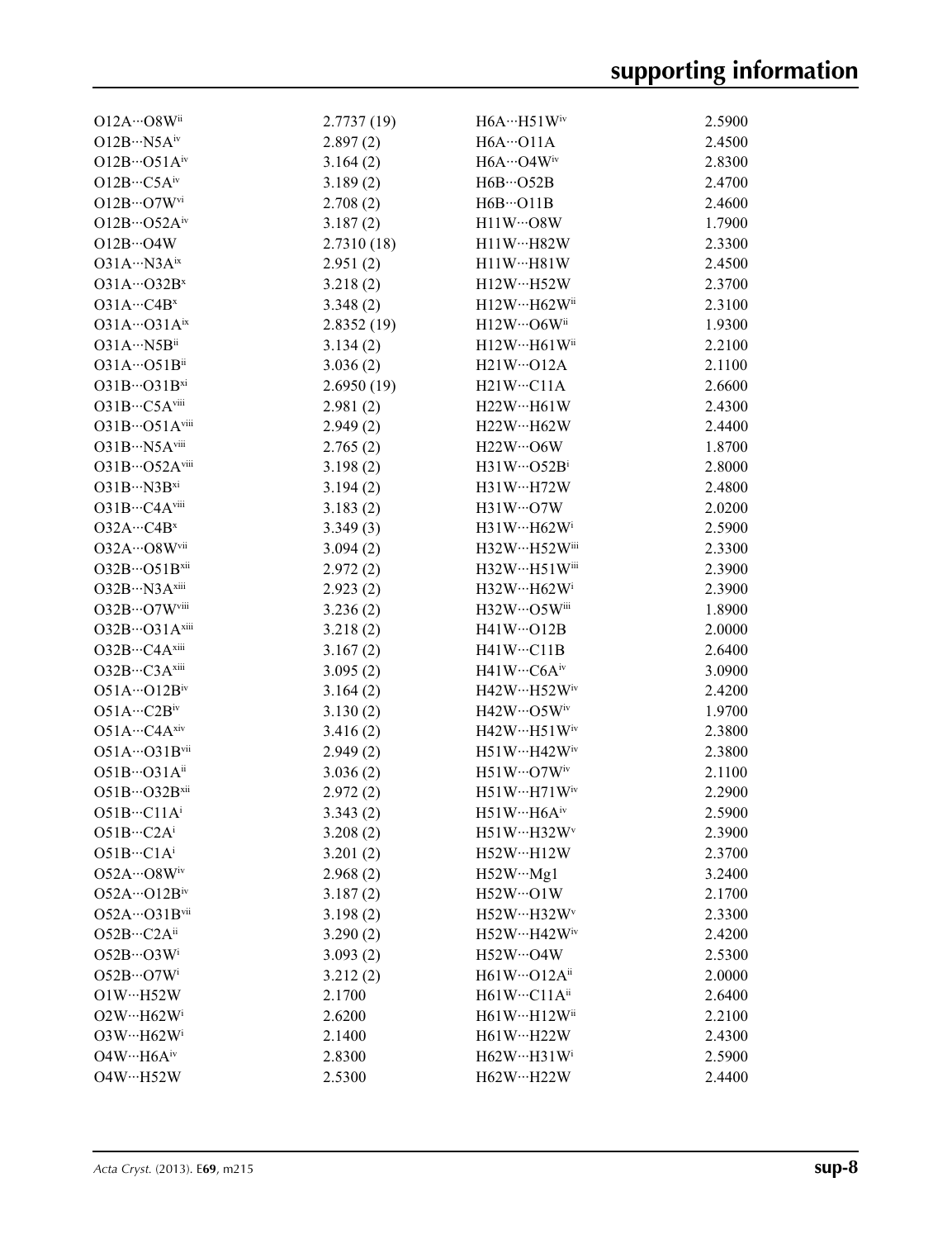| | | | |
|---|---|---|---|
| O12A···O8W$^{ii}$ | 2.7737 (19) | H6A···H51W$^{iv}$ | 2.5900 |
| O12B···N5A$^{iv}$ | 2.897 (2) | H6A···O11A | 2.4500 |
| O12B···O51A$^{iv}$ | 3.164 (2) | H6A···O4W$^{iv}$ | 2.8300 |
| O12B···C5A$^{iv}$ | 3.189 (2) | H6B···O52B | 2.4700 |
| O12B···O7W$^{vi}$ | 2.708 (2) | H6B···O11B | 2.4600 |
| O12B···O52A$^{iv}$ | 3.187 (2) | H11W···O8W | 1.7900 |
| O12B···O4W | 2.7310 (18) | H11W···H82W | 2.3300 |
| O31A···N3A$^{ix}$ | 2.951 (2) | H11W···H81W | 2.4500 |
| O31A···O32B$^{x}$ | 3.218 (2) | H12W···H52W | 2.3700 |
| O31A···C4B$^{x}$ | 3.348 (2) | H12W···H62W$^{ii}$ | 2.3100 |
| O31A···O31A$^{ix}$ | 2.8352 (19) | H12W···O6W$^{ii}$ | 1.9300 |
| O31A···N5B$^{ii}$ | 3.134 (2) | H12W···H61W$^{ii}$ | 2.2100 |
| O31A···O51B$^{ii}$ | 3.036 (2) | H21W···O12A | 2.1100 |
| O31B···O31B$^{xi}$ | 2.6950 (19) | H21W···C11A | 2.6600 |
| O31B···C5A$^{viii}$ | 2.981 (2) | H22W···H61W | 2.4300 |
| O31B···O51A$^{viii}$ | 2.949 (2) | H22W···H62W | 2.4400 |
| O31B···N5A$^{viii}$ | 2.765 (2) | H22W···O6W | 1.8700 |
| O31B···O52A$^{viii}$ | 3.198 (2) | H31W···O52B$^{i}$ | 2.8000 |
| O31B···N3B$^{xi}$ | 3.194 (2) | H31W···H72W | 2.4800 |
| O31B···C4A$^{viii}$ | 3.183 (2) | H31W···O7W | 2.0200 |
| O32A···C4B$^{x}$ | 3.349 (3) | H31W···H62W$^{i}$ | 2.5900 |
| O32A···O8W$^{vii}$ | 3.094 (2) | H32W···H52W$^{iii}$ | 2.3300 |
| O32B···O51B$^{xii}$ | 2.972 (2) | H32W···H51W$^{iii}$ | 2.3900 |
| O32B···N3A$^{xiii}$ | 2.923 (2) | H32W···H62W$^{i}$ | 2.3900 |
| O32B···O7W$^{viii}$ | 3.236 (2) | H32W···O5W$^{iii}$ | 1.8900 |
| O32B···O31A$^{xiii}$ | 3.218 (2) | H41W···O12B | 2.0000 |
| O32B···C4A$^{xiii}$ | 3.167 (2) | H41W···C11B | 2.6400 |
| O32B···C3A$^{xiii}$ | 3.095 (2) | H41W···C6A$^{iv}$ | 3.0900 |
| O51A···O12B$^{iv}$ | 3.164 (2) | H42W···H52W$^{iv}$ | 2.4200 |
| O51A···C2B$^{iv}$ | 3.130 (2) | H42W···O5W$^{iv}$ | 1.9700 |
| O51A···C4A$^{xiv}$ | 3.416 (2) | H42W···H51W$^{iv}$ | 2.3800 |
| O51A···O31B$^{vii}$ | 2.949 (2) | H51W···H42W$^{iv}$ | 2.3800 |
| O51B···O31A$^{ii}$ | 3.036 (2) | H51W···O7W$^{iv}$ | 2.1100 |
| O51B···O32B$^{xii}$ | 2.972 (2) | H51W···H71W$^{iv}$ | 2.2900 |
| O51B···C11A$^{i}$ | 3.343 (2) | H51W···H6A$^{iv}$ | 2.5900 |
| O51B···C2A$^{i}$ | 3.208 (2) | H51W···H32W$^{v}$ | 2.3900 |
| O51B···C1A$^{i}$ | 3.201 (2) | H52W···H12W | 2.3700 |
| O52A···O8W$^{iv}$ | 2.968 (2) | H52W···Mg1 | 3.2400 |
| O52A···O12B$^{iv}$ | 3.187 (2) | H52W···O1W | 2.1700 |
| O52A···O31B$^{vii}$ | 3.198 (2) | H52W···H32W$^{v}$ | 2.3300 |
| O52B···C2A$^{ii}$ | 3.290 (2) | H52W···H42W$^{iv}$ | 2.4200 |
| O52B···O3W$^{i}$ | 3.093 (2) | H52W···O4W | 2.5300 |
| O52B···O7W$^{i}$ | 3.212 (2) | H61W···O12A$^{ii}$ | 2.0000 |
| O1W···H52W | 2.1700 | H61W···C11A$^{ii}$ | 2.6400 |
| O2W···H62W$^{i}$ | 2.6200 | H61W···H12W$^{ii}$ | 2.2100 |
| O3W···H62W$^{i}$ | 2.1400 | H61W···H22W | 2.4300 |
| O4W···H6A$^{iv}$ | 2.8300 | H62W···H31W$^{i}$ | 2.5900 |
| O4W···H52W | 2.5300 | H62W···H22W | 2.4400 |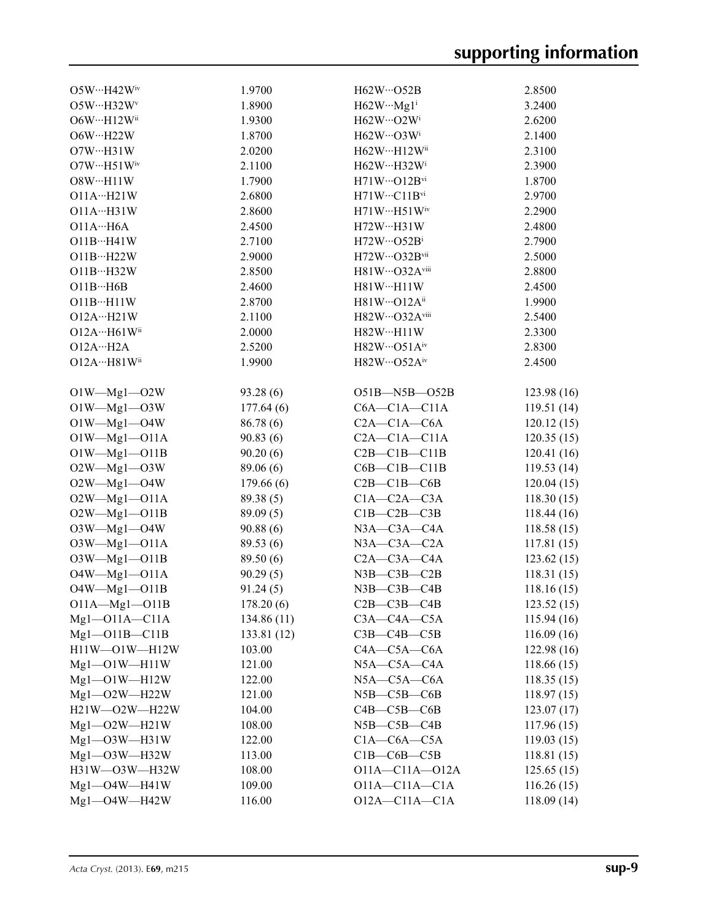| | | | |
|---|---|---|---|
| O5W···H42W$^{iv}$ | 1.9700 | H62W···O52B | 2.8500 |
| O5W···H32W$^{v}$ | 1.8900 | H62W···Mg1$^{i}$ | 3.2400 |
| O6W···H12W$^{ii}$ | 1.9300 | H62W···O2W$^{i}$ | 2.6200 |
| O6W···H22W | 1.8700 | H62W···O3W$^{i}$ | 2.1400 |
| O7W···H31W | 2.0200 | H62W···H12W$^{ii}$ | 2.3100 |
| O7W···H51W$^{iv}$ | 2.1100 | H62W···H32W$^{i}$ | 2.3900 |
| O8W···H11W | 1.7900 | H71W···O12B$^{vi}$ | 1.8700 |
| O11A···H21W | 2.6800 | H71W···C11B$^{vi}$ | 2.9700 |
| O11A···H31W | 2.8600 | H71W···H51W$^{iv}$ | 2.2900 |
| O11A···H6A | 2.4500 | H72W···H31W | 2.4800 |
| O11B···H41W | 2.7100 | H72W···O52B$^{i}$ | 2.7900 |
| O11B···H22W | 2.9000 | H72W···O32B$^{vii}$ | 2.5000 |
| O11B···H32W | 2.8500 | H81W···O32A$^{viii}$ | 2.8800 |
| O11B···H6B | 2.4600 | H81W···H11W | 2.4500 |
| O11B···H11W | 2.8700 | H81W···O12A$^{ii}$ | 1.9900 |
| O12A···H21W | 2.1100 | H82W···O32A$^{viii}$ | 2.5400 |
| O12A···H61W$^{ii}$ | 2.0000 | H82W···H11W | 2.3300 |
| O12A···H2A | 2.5200 | H82W···O51A$^{iv}$ | 2.8300 |
| O12A···H81W$^{ii}$ | 1.9900 | H82W···O52A$^{iv}$ | 2.4500 |
| | | | |
| O1W—Mg1—O2W | 93.28 (6) | O51B—N5B—O52B | 123.98 (16) |
| O1W—Mg1—O3W | 177.64 (6) | C6A—C1A—C11A | 119.51 (14) |
| O1W—Mg1—O4W | 86.78 (6) | C2A—C1A—C6A | 120.12 (15) |
| O1W—Mg1—O11A | 90.83 (6) | C2A—C1A—C11A | 120.35 (15) |
| O1W—Mg1—O11B | 90.20 (6) | C2B—C1B—C11B | 120.41 (16) |
| O2W—Mg1—O3W | 89.06 (6) | C6B—C1B—C11B | 119.53 (14) |
| O2W—Mg1—O4W | 179.66 (6) | C2B—C1B—C6B | 120.04 (15) |
| O2W—Mg1—O11A | 89.38 (5) | C1A—C2A—C3A | 118.30 (15) |
| O2W—Mg1—O11B | 89.09 (5) | C1B—C2B—C3B | 118.44 (16) |
| O3W—Mg1—O4W | 90.88 (6) | N3A—C3A—C4A | 118.58 (15) |
| O3W—Mg1—O11A | 89.53 (6) | N3A—C3A—C2A | 117.81 (15) |
| O3W—Mg1—O11B | 89.50 (6) | C2A—C3A—C4A | 123.62 (15) |
| O4W—Mg1—O11A | 90.29 (5) | N3B—C3B—C2B | 118.31 (15) |
| O4W—Mg1—O11B | 91.24 (5) | N3B—C3B—C4B | 118.16 (15) |
| O11A—Mg1—O11B | 178.20 (6) | C2B—C3B—C4B | 123.52 (15) |
| Mg1—O11A—C11A | 134.86 (11) | C3A—C4A—C5A | 115.94 (16) |
| Mg1—O11B—C11B | 133.81 (12) | C3B—C4B—C5B | 116.09 (16) |
| H11W—O1W—H12W | 103.00 | C4A—C5A—C6A | 122.98 (16) |
| Mg1—O1W—H11W | 121.00 | N5A—C5A—C4A | 118.66 (15) |
| Mg1—O1W—H12W | 122.00 | N5A—C5A—C6A | 118.35 (15) |
| Mg1—O2W—H22W | 121.00 | N5B—C5B—C6B | 118.97 (15) |
| H21W—O2W—H22W | 104.00 | C4B—C5B—C6B | 123.07 (17) |
| Mg1—O2W—H21W | 108.00 | N5B—C5B—C4B | 117.96 (15) |
| Mg1—O3W—H31W | 122.00 | C1A—C6A—C5A | 119.03 (15) |
| Mg1—O3W—H32W | 113.00 | C1B—C6B—C5B | 118.81 (15) |
| H31W—O3W—H32W | 108.00 | O11A—C11A—O12A | 125.65 (15) |
| Mg1—O4W—H41W | 109.00 | O11A—C11A—C1A | 116.26 (15) |
| Mg1—O4W—H42W | 116.00 | O12A—C11A—C1A | 118.09 (14) |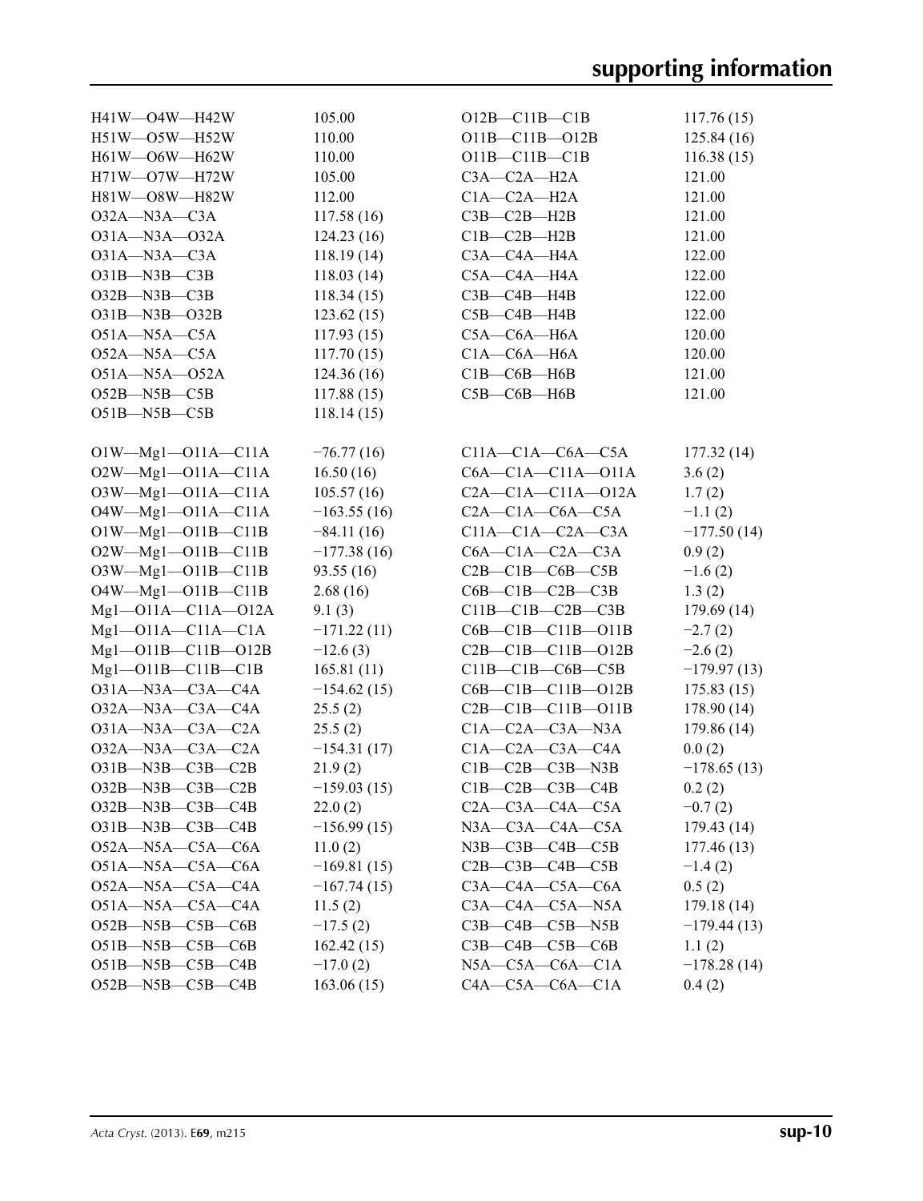| | | | |
|---|---|---|---|
| H41W—O4W—H42W | 105.00 | O12B—C11B—C1B | 117.76 (15) |
| H51W—O5W—H52W | 110.00 | O11B—C11B—O12B | 125.84 (16) |
| H61W—O6W—H62W | 110.00 | O11B—C11B—C1B | 116.38 (15) |
| H71W—O7W—H72W | 105.00 | C3A—C2A—H2A | 121.00 |
| H81W—O8W—H82W | 112.00 | C1A—C2A—H2A | 121.00 |
| O32A—N3A—C3A | 117.58 (16) | C3B—C2B—H2B | 121.00 |
| O31A—N3A—O32A | 124.23 (16) | C1B—C2B—H2B | 121.00 |
| O31A—N3A—C3A | 118.19 (14) | C3A—C4A—H4A | 122.00 |
| O31B—N3B—C3B | 118.03 (14) | C5A—C4A—H4A | 122.00 |
| O32B—N3B—C3B | 118.34 (15) | C3B—C4B—H4B | 122.00 |
| O31B—N3B—O32B | 123.62 (15) | C5B—C4B—H4B | 122.00 |
| O51A—N5A—C5A | 117.93 (15) | C5A—C6A—H6A | 120.00 |
| O52A—N5A—C5A | 117.70 (15) | C1A—C6A—H6A | 120.00 |
| O51A—N5A—O52A | 124.36 (16) | C1B—C6B—H6B | 121.00 |
| O52B—N5B—C5B | 117.88 (15) | C5B—C6B—H6B | 121.00 |
| O51B—N5B—C5B | 118.14 (15) | | |

| | | | |
|---|---|---|---|
| O1W—Mg1—O11A—C11A | −76.77 (16) | C11A—C1A—C6A—C5A | 177.32 (14) |
| O2W—Mg1—O11A—C11A | 16.50 (16) | C6A—C1A—C11A—O11A | 3.6 (2) |
| O3W—Mg1—O11A—C11A | 105.57 (16) | C2A—C1A—C11A—O12A | 1.7 (2) |
| O4W—Mg1—O11A—C11A | −163.55 (16) | C2A—C1A—C6A—C5A | −1.1 (2) |
| O1W—Mg1—O11B—C11B | −84.11 (16) | C11A—C1A—C2A—C3A | −177.50 (14) |
| O2W—Mg1—O11B—C11B | −177.38 (16) | C6A—C1A—C2A—C3A | 0.9 (2) |
| O3W—Mg1—O11B—C11B | 93.55 (16) | C2B—C1B—C6B—C5B | −1.6 (2) |
| O4W—Mg1—O11B—C11B | 2.68 (16) | C6B—C1B—C2B—C3B | 1.3 (2) |
| Mg1—O11A—C11A—O12A | 9.1 (3) | C11B—C1B—C2B—C3B | 179.69 (14) |
| Mg1—O11A—C11A—C1A | −171.22 (11) | C6B—C1B—C11B—O11B | −2.7 (2) |
| Mg1—O11B—C11B—O12B | −12.6 (3) | C2B—C1B—C11B—O12B | −2.6 (2) |
| Mg1—O11B—C11B—C1B | 165.81 (11) | C11B—C1B—C6B—C5B | −179.97 (13) |
| O31A—N3A—C3A—C4A | −154.62 (15) | C6B—C1B—C11B—O12B | 175.83 (15) |
| O32A—N3A—C3A—C4A | 25.5 (2) | C2B—C1B—C11B—O11B | 178.90 (14) |
| O31A—N3A—C3A—C2A | 25.5 (2) | C1A—C2A—C3A—N3A | 179.86 (14) |
| O32A—N3A—C3A—C2A | −154.31 (17) | C1A—C2A—C3A—C4A | 0.0 (2) |
| O31B—N3B—C3B—C2B | 21.9 (2) | C1B—C2B—C3B—N3B | −178.65 (13) |
| O32B—N3B—C3B—C2B | −159.03 (15) | C1B—C2B—C3B—C4B | 0.2 (2) |
| O32B—N3B—C3B—C4B | 22.0 (2) | C2A—C3A—C4A—C5A | −0.7 (2) |
| O31B—N3B—C3B—C4B | −156.99 (15) | N3A—C3A—C4A—C5A | 179.43 (14) |
| O52A—N5A—C5A—C6A | 11.0 (2) | N3B—C3B—C4B—C5B | 177.46 (13) |
| O51A—N5A—C5A—C6A | −169.81 (15) | C2B—C3B—C4B—C5B | −1.4 (2) |
| O52A—N5A—C5A—C4A | −167.74 (15) | C3A—C4A—C5A—C6A | 0.5 (2) |
| O51A—N5A—C5A—C4A | 11.5 (2) | C3A—C4A—C5A—N5A | 179.18 (14) |
| O52B—N5B—C5B—C6B | −17.5 (2) | C3B—C4B—C5B—N5B | −179.44 (13) |
| O51B—N5B—C5B—C6B | 162.42 (15) | C3B—C4B—C5B—C6B | 1.1 (2) |
| O51B—N5B—C5B—C4B | −17.0 (2) | N5A—C5A—C6A—C1A | −178.28 (14) |
| O52B—N5B—C5B—C4B | 163.06 (15) | C4A—C5A—C6A—C1A | 0.4 (2) |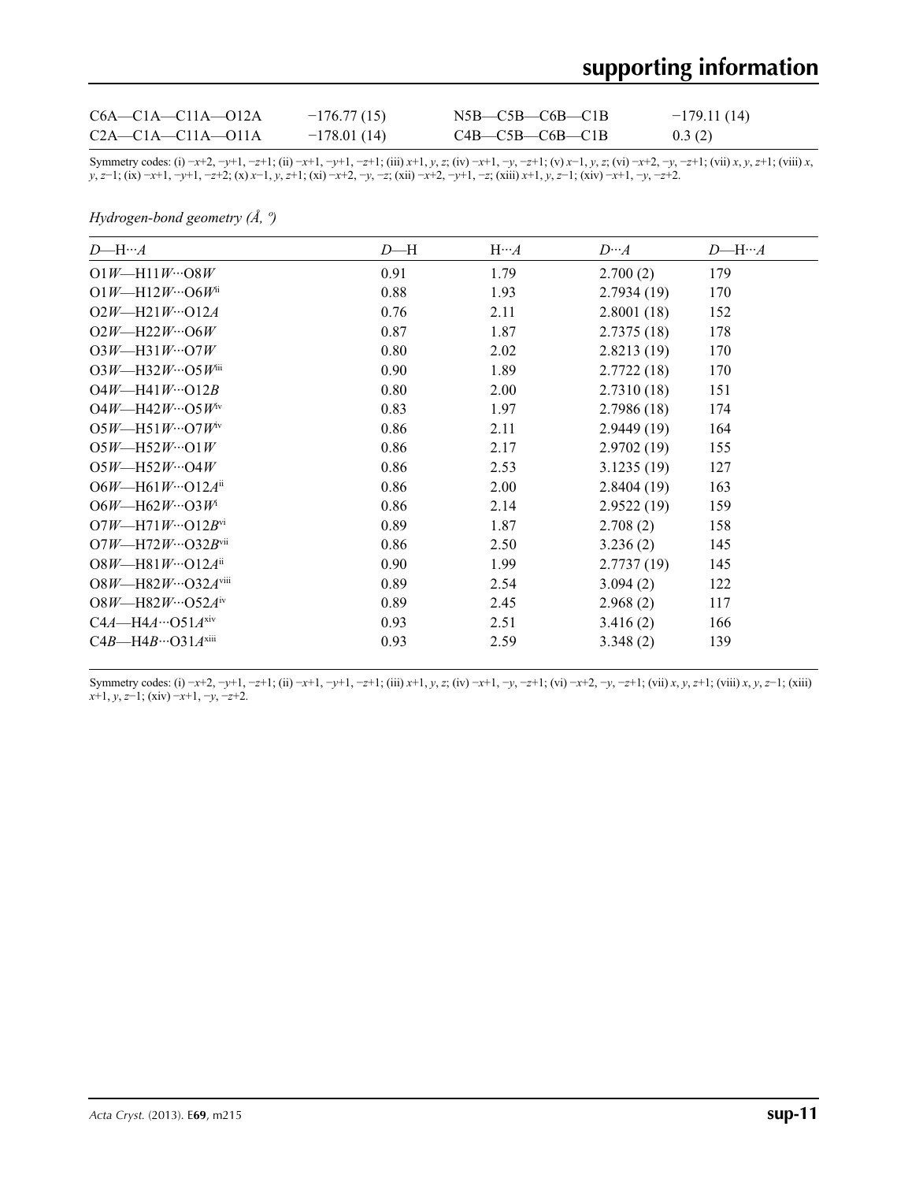| | | | |
|---|---|---|---|
| C6A—C1A—C11A—O12A | −176.77 (15) | N5B—C5B—C6B—C1B | −179.11 (14) |
| C2A—C1A—C11A—O11A | −178.01 (14) | C4B—C5B—C6B—C1B | 0.3 (2) |

Symmetry codes: (i) −x+2, −y+1, −z+1; (ii) −x+1, −y+1, −z+1; (iii) x+1, y, z; (iv) −x+1, −y, −z+1; (v) x−1, y, z; (vi) −x+2, −y, −z+1; (vii) x, y, z+1; (viii) x, y, z−1; (ix) −x+1, −y+1, −z+2; (x) x−1, y, z+1; (xi) −x+2, −y, −z; (xii) −x+2, −y+1, −z; (xiii) x+1, y, z−1; (xiv) −x+1, −y, −z+2.

*Hydrogen-bond geometry (Å, º)*

| *D*—H···*A* | *D*—H | H···*A* | *D*···*A* | *D*—H···*A* |
|---|---|---|---|---|
| O1*W*—H11*W*···O8*W* | 0.91 | 1.79 | 2.700 (2) | 179 |
| O1*W*—H12*W*···O6*W*ii | 0.88 | 1.93 | 2.7934 (19) | 170 |
| O2*W*—H21*W*···O12*A* | 0.76 | 2.11 | 2.8001 (18) | 152 |
| O2*W*—H22*W*···O6*W* | 0.87 | 1.87 | 2.7375 (18) | 178 |
| O3*W*—H31*W*···O7*W* | 0.80 | 2.02 | 2.8213 (19) | 170 |
| O3*W*—H32*W*···O5*W*iii | 0.90 | 1.89 | 2.7722 (18) | 170 |
| O4*W*—H41*W*···O12*B* | 0.80 | 2.00 | 2.7310 (18) | 151 |
| O4*W*—H42*W*···O5*W*iv | 0.83 | 1.97 | 2.7986 (18) | 174 |
| O5*W*—H51*W*···O7*W*iv | 0.86 | 2.11 | 2.9449 (19) | 164 |
| O5*W*—H52*W*···O1*W* | 0.86 | 2.17 | 2.9702 (19) | 155 |
| O5*W*—H52*W*···O4*W* | 0.86 | 2.53 | 3.1235 (19) | 127 |
| O6*W*—H61*W*···O12*A*ii | 0.86 | 2.00 | 2.8404 (19) | 163 |
| O6*W*—H62*W*···O3*W*i | 0.86 | 2.14 | 2.9522 (19) | 159 |
| O7*W*—H71*W*···O12*B*vi | 0.89 | 1.87 | 2.708 (2) | 158 |
| O7*W*—H72*W*···O32*B*vii | 0.86 | 2.50 | 3.236 (2) | 145 |
| O8*W*—H81*W*···O12*A*ii | 0.90 | 1.99 | 2.7737 (19) | 145 |
| O8*W*—H82*W*···O32*A*viii | 0.89 | 2.54 | 3.094 (2) | 122 |
| O8*W*—H82*W*···O52*A*iv | 0.89 | 2.45 | 2.968 (2) | 117 |
| C4*A*—H4*A*···O51*A*xiv | 0.93 | 2.51 | 3.416 (2) | 166 |
| C4*B*—H4*B*···O31*A*xiii | 0.93 | 2.59 | 3.348 (2) | 139 |

Symmetry codes: (i) −x+2, −y+1, −z+1; (ii) −x+1, −y+1, −z+1; (iii) x+1, y, z; (iv) −x+1, −y, −z+1; (vi) −x+2, −y, −z+1; (vii) x, y, z+1; (viii) x, y, z−1; (xiii) x+1, y, z−1; (xiv) −x+1, −y, −z+2.